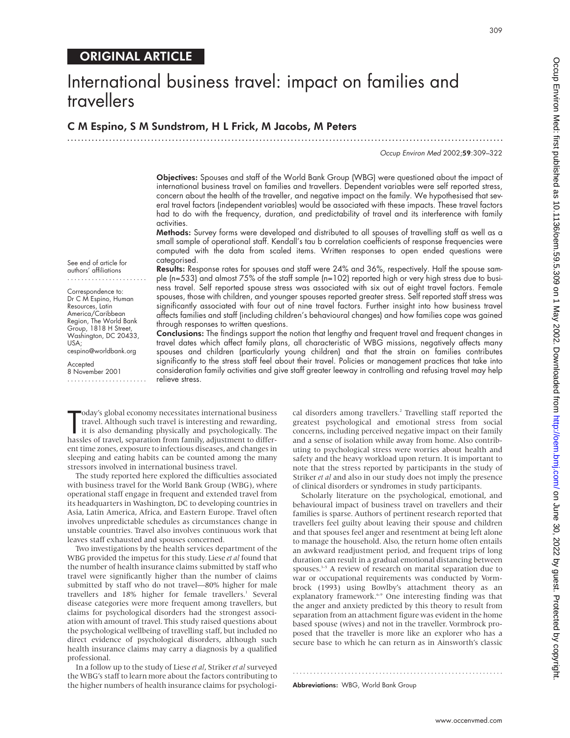ORIGINAL ARTICLE

# International business travel: impact on families and travellers

## C M Espino, S M Sundstrom, H L Frick, M Jacobs, M Peters

See end of article for authors' affiliations

Correspondence to: Dr C M Espino, Human Resources, Latin America/Caribbean Region, The World Bank Group, 1818 H Street, Washington, DC 20433, USA; cespino@worldbank.org

Accepted 8 November 2001

**Objectives:** Spouses and staff of the World Bank Group (WBG) were questioned about the impact of international business travel on families and travellers. Dependent variables were self reported stress, concern about the health of the traveller, and negative impact on the family. We hypothesised that several travel factors (independent variables) would be associated with these impacts. These travel factors had to do with the frequency, duration, and predictability of travel and its interference with family activities.

**Methods:** Survey forms were developed and distributed to all spouses of travelling staff as well as a small sample of operational staff. Kendall's tau b correlation coefficients of response frequencies were computed with the data from scaled items. Written responses to open ended questions were categorised.

**Results:** Response rates for spouses and staff were 24% and 36%, respectively. Half the spouse sample (n=533) and almost 75% of the staff sample (n=102) reported high or very high stress due to business travel. Self reported spouse stress was associated with six out of eight travel factors. Female spouses, those with children, and younger spouses reported greater stress. Self reported staff stress was significantly associated with four out of nine travel factors. Further insight into how business travel affects families and staff (including children's behavioural changes) and how families cope was gained through responses to written questions.

**Conclusions:** The findings support the notion that lengthy and frequent travel and frequent changes in travel dates which affect family plans, all characteristic of WBG missions, negatively affects many spouses and children (particularly young children) and that the strain on families contributes significantly to the stress staff feel about their travel. Policies or management practices that take into consideration family activities and give staff greater leeway in controlling and refusing travel may help relieve stress.

Today's global economy necessitates international business travel. Although such travel is interesting and rewarding, it is also demanding physically and psychologically. The hassles of travel, separation from family, adjustment to different time zones, exposure to infectious diseases, and changes in sleeping and eating habits can be counted among the many stressors involved in international business travel.

The study reported here explored the difficulties associated with business travel for the World Bank Group (WBG), where operational staff engage in frequent and extended travel from its headquarters in Washington, DC to developing countries in Asia, Latin America, Africa, and Eastern Europe. Travel often involves unpredictable schedules as circumstances change in unstable countries. Travel also involves continuous work that leaves staff exhausted and spouses concerned.

Two investigations by the health services department of the WBG provided the impetus for this study. Liese *et al* found that the number of health insurance claims submitted by staff who travel were significantly higher than the number of claims submitted by staff who do not travel—80% higher for male travellers and 18% higher for female travellers.[1] Several disease categories were more frequent among travellers, but claims for psychological disorders had the strongest association with amount of travel. This study raised questions about the psychological wellbeing of travelling staff, but included no direct evidence of psychological disorders, although such health insurance claims may carry a diagnosis by a qualified professional.

In a follow up to the study of Liese *et al*, Striker *et al* surveyed the WBG's staff to learn more about the factors contributing to the higher numbers of health insurance claims for psychological disorders among travellers.[2] Travelling staff reported the greatest psychological and emotional stress from social concerns, including perceived negative impact on their family and a sense of isolation while away from home. Also contributing to psychological stress were worries about health and safety and the heavy workload upon return. It is important to note that the stress reported by participants in the study of Striker *et al* and also in our study does not imply the presence of clinical disorders or syndromes in study participants.

Scholarly literature on the psychological, emotional, and behavioural impact of business travel on travellers and their families is sparse. Authors of pertinent research reported that travellers feel guilty about leaving their spouse and children and that spouses feel anger and resentment at being left alone to manage the household. Also, the return home often entails an awkward readjustment period, and frequent trips of long duration can result in a gradual emotional distancing between spouses.[3–5] A review of research on marital separation due to war or occupational requirements was conducted by Vormbrock (1993) using Bowlby's attachment theory as an explanatory framework.[6–9] One interesting finding was that the anger and anxiety predicted by this theory to result from separation from an attachment figure was evident in the home based spouse (wives) and not in the traveller. Vormbrock proposed that the traveller is more like an explorer who has a secure base to which he can return as in Ainsworth's classic

**Abbreviations:** WBG, World Bank Group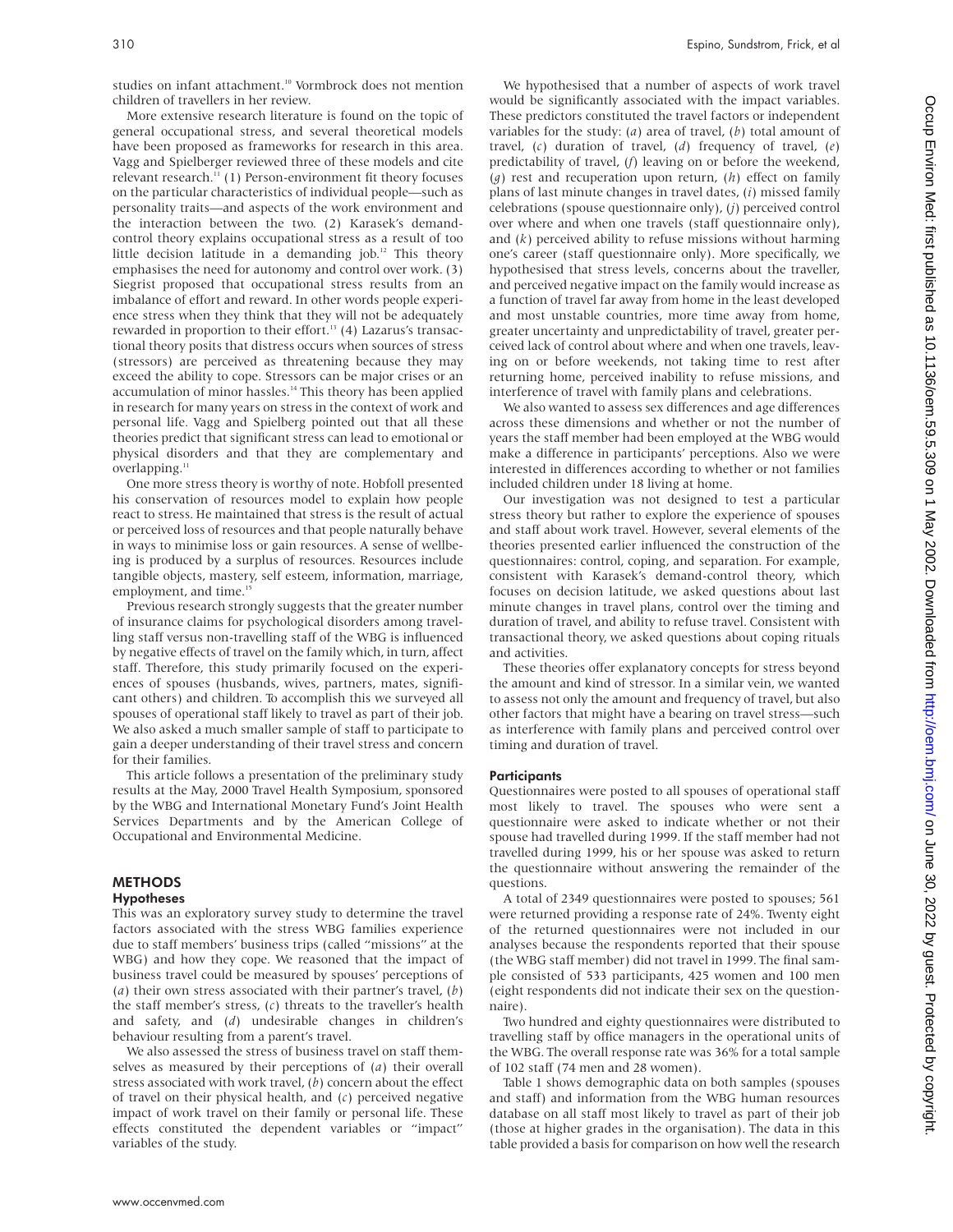studies on infant attachment.[10] Vormbrock does not mention children of travellers in her review.

More extensive research literature is found on the topic of general occupational stress, and several theoretical models have been proposed as frameworks for research in this area. Vagg and Spielberger reviewed three of these models and cite relevant research.[11] (1) Person-environment fit theory focuses on the particular characteristics of individual people—such as personality traits—and aspects of the work environment and the interaction between the two. (2) Karasek's demand-control theory explains occupational stress as a result of too little decision latitude in a demanding job.[12] This theory emphasises the need for autonomy and control over work. (3) Siegrist proposed that occupational stress results from an imbalance of effort and reward. In other words people experience stress when they think that they will not be adequately rewarded in proportion to their effort.[13] (4) Lazarus's transactional theory posits that distress occurs when sources of stress (stressors) are perceived as threatening because they may exceed the ability to cope. Stressors can be major crises or an accumulation of minor hassles.[14] This theory has been applied in research for many years on stress in the context of work and personal life. Vagg and Spielberg pointed out that all these theories predict that significant stress can lead to emotional or physical disorders and that they are complementary and overlapping.[11]

One more stress theory is worthy of note. Hobfoll presented his conservation of resources model to explain how people react to stress. He maintained that stress is the result of actual or perceived loss of resources and that people naturally behave in ways to minimise loss or gain resources. A sense of wellbeing is produced by a surplus of resources. Resources include tangible objects, mastery, self esteem, information, marriage, employment, and time.[15]

Previous research strongly suggests that the greater number of insurance claims for psychological disorders among travelling staff versus non-travelling staff of the WBG is influenced by negative effects of travel on the family which, in turn, affect staff. Therefore, this study primarily focused on the experiences of spouses (husbands, wives, partners, mates, significant others) and children. To accomplish this we surveyed all spouses of operational staff likely to travel as part of their job. We also asked a much smaller sample of staff to participate to gain a deeper understanding of their travel stress and concern for their families.

This article follows a presentation of the preliminary study results at the May, 2000 Travel Health Symposium, sponsored by the WBG and International Monetary Fund's Joint Health Services Departments and by the American College of Occupational and Environmental Medicine.

## METHODS

### Hypotheses

This was an exploratory survey study to determine the travel factors associated with the stress WBG families experience due to staff members' business trips (called "missions" at the WBG) and how they cope. We reasoned that the impact of business travel could be measured by spouses' perceptions of (*a*) their own stress associated with their partner's travel, (*b*) the staff member's stress, (*c*) threats to the traveller's health and safety, and (*d*) undesirable changes in children's behaviour resulting from a parent's travel.

We also assessed the stress of business travel on staff themselves as measured by their perceptions of (*a*) their overall stress associated with work travel, (*b*) concern about the effect of travel on their physical health, and (*c*) perceived negative impact of work travel on their family or personal life. These effects constituted the dependent variables or "impact" variables of the study.

We hypothesised that a number of aspects of work travel would be significantly associated with the impact variables. These predictors constituted the travel factors or independent variables for the study: (*a*) area of travel, (*b*) total amount of travel, (*c*) duration of travel, (*d*) frequency of travel, (*e*) predictability of travel, (*f*) leaving on or before the weekend, (*g*) rest and recuperation upon return, (*h*) effect on family plans of last minute changes in travel dates, (*i*) missed family celebrations (spouse questionnaire only), (*j*) perceived control over where and when one travels (staff questionnaire only), and (*k*) perceived ability to refuse missions without harming one's career (staff questionnaire only). More specifically, we hypothesised that stress levels, concerns about the traveller, and perceived negative impact on the family would increase as a function of travel far away from home in the least developed and most unstable countries, more time away from home, greater uncertainty and unpredictability of travel, greater perceived lack of control about where and when one travels, leaving on or before weekends, not taking time to rest after returning home, perceived inability to refuse missions, and interference of travel with family plans and celebrations.

We also wanted to assess sex differences and age differences across these dimensions and whether or not the number of years the staff member had been employed at the WBG would make a difference in participants' perceptions. Also we were interested in differences according to whether or not families included children under 18 living at home.

Our investigation was not designed to test a particular stress theory but rather to explore the experience of spouses and staff about work travel. However, several elements of the theories presented earlier influenced the construction of the questionnaires: control, coping, and separation. For example, consistent with Karasek's demand-control theory, which focuses on decision latitude, we asked questions about last minute changes in travel plans, control over the timing and duration of travel, and ability to refuse travel. Consistent with transactional theory, we asked questions about coping rituals and activities.

These theories offer explanatory concepts for stress beyond the amount and kind of stressor. In a similar vein, we wanted to assess not only the amount and frequency of travel, but also other factors that might have a bearing on travel stress—such as interference with family plans and perceived control over timing and duration of travel.

### Participants

Questionnaires were posted to all spouses of operational staff most likely to travel. The spouses who were sent a questionnaire were asked to indicate whether or not their spouse had travelled during 1999. If the staff member had not travelled during 1999, his or her spouse was asked to return the questionnaire without answering the remainder of the questions.

A total of 2349 questionnaires were posted to spouses; 561 were returned providing a response rate of 24%. Twenty eight of the returned questionnaires were not included in our analyses because the respondents reported that their spouse (the WBG staff member) did not travel in 1999. The final sample consisted of 533 participants, 425 women and 100 men (eight respondents did not indicate their sex on the questionnaire).

Two hundred and eighty questionnaires were distributed to travelling staff by office managers in the operational units of the WBG. The overall response rate was 36% for a total sample of 102 staff (74 men and 28 women).

Table 1 shows demographic data on both samples (spouses and staff) and information from the WBG human resources database on all staff most likely to travel as part of their job (those at higher grades in the organisation). The data in this table provided a basis for comparison on how well the research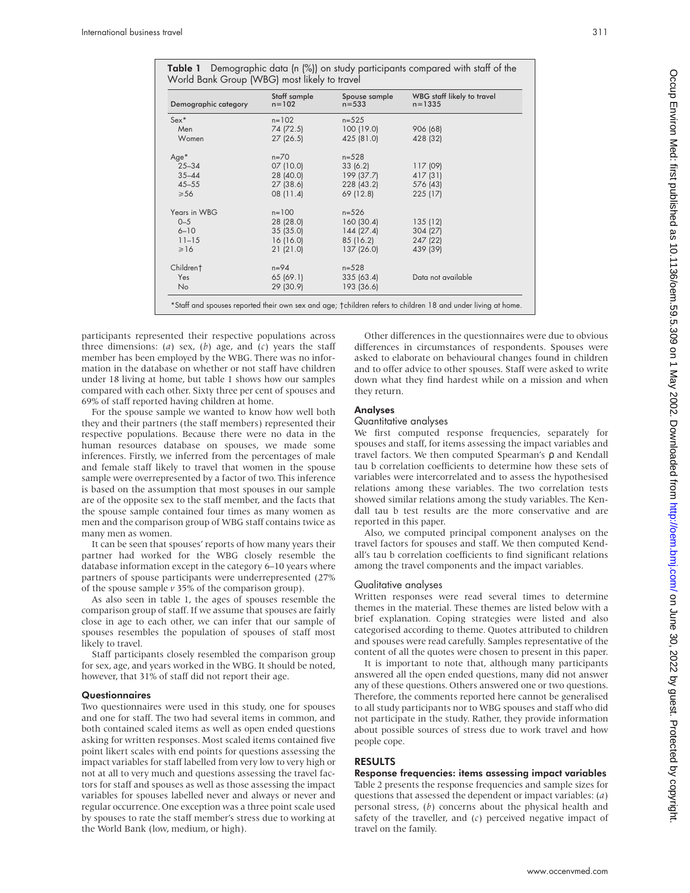**Table 1** Demographic data (n (%)) on study participants compared with staff of the World Bank Group (WBG) most likely to travel

| Demographic category | Staff sample n=102 | Spouse sample n=533 | WBG staff likely to travel n=1335 |
|---|---|---|---|
| Sex* | n=102 | n=525 | |
| Men | 74 (72.5) | 100 (19.0) | 906 (68) |
| Women | 27 (26.5) | 425 (81.0) | 428 (32) |
| Age* | n=70 | n=528 | |
| 25–34 | 07 (10.0) | 33 (6.2) | 117 (09) |
| 35–44 | 28 (40.0) | 199 (37.7) | 417 (31) |
| 45–55 | 27 (38.6) | 228 (43.2) | 576 (43) |
| ≥56 | 08 (11.4) | 69 (12.8) | 225 (17) |
| Years in WBG | n=100 | n=526 | |
| 0–5 | 28 (28.0) | 160 (30.4) | 135 (12) |
| 6–10 | 35 (35.0) | 144 (27.4) | 304 (27) |
| 11–15 | 16 (16.0) | 85 (16.2) | 247 (22) |
| ≥16 | 21 (21.0) | 137 (26.0) | 439 (39) |
| Children† | n=94 | n=528 | |
| Yes | 65 (69.1) | 335 (63.4) | Data not available |
| No | 29 (30.9) | 193 (36.6) | |

*Staff and spouses reported their own sex and age; †children refers to children 18 and under living at home.

participants represented their respective populations across three dimensions: (*a*) sex, (*b*) age, and (*c*) years the staff member has been employed by the WBG. There was no information in the database on whether or not staff have children under 18 living at home, but table 1 shows how our samples compared with each other. Sixty three per cent of spouses and 69% of staff reported having children at home.

For the spouse sample we wanted to know how well both they and their partners (the staff members) represented their respective populations. Because there were no data in the human resources database on spouses, we made some inferences. Firstly, we inferred from the percentages of male and female staff likely to travel that women in the spouse sample were overrepresented by a factor of two. This inference is based on the assumption that most spouses in our sample are of the opposite sex to the staff member, and the facts that the spouse sample contained four times as many women as men and the comparison group of WBG staff contains twice as many men as women.

It can be seen that spouses' reports of how many years their partner had worked for the WBG closely resemble the database information except in the category 6–10 years where partners of spouse participants were underrepresented (27% of the spouse sample *v* 35% of the comparison group).

As also seen in table 1, the ages of spouses resemble the comparison group of staff. If we assume that spouses are fairly close in age to each other, we can infer that our sample of spouses resembles the population of spouses of staff most likely to travel.

Staff participants closely resembled the comparison group for sex, age, and years worked in the WBG. It should be noted, however, that 31% of staff did not report their age.

### Questionnaires

Two questionnaires were used in this study, one for spouses and one for staff. The two had several items in common, and both contained scaled items as well as open ended questions asking for written responses. Most scaled items contained five point likert scales with end points for questions assessing the impact variables for staff labelled from very low to very high or not at all to very much and questions assessing the travel factors for staff and spouses as well as those assessing the impact variables for spouses labelled never and always or never and regular occurrence. One exception was a three point scale used by spouses to rate the staff member's stress due to working at the World Bank (low, medium, or high).

Other differences in the questionnaires were due to obvious differences in circumstances of respondents. Spouses were asked to elaborate on behavioural changes found in children and to offer advice to other spouses. Staff were asked to write down what they find hardest while on a mission and when they return.

### Analyses

#### Quantitative analyses

We first computed response frequencies, separately for spouses and staff, for items assessing the impact variables and travel factors. We then computed Spearman's ρ and Kendall tau b correlation coefficients to determine how these sets of variables were intercorrelated and to assess the hypothesised relations among these variables. The two correlation tests showed similar relations among the study variables. The Kendall tau b test results are the more conservative and are reported in this paper.

Also, we computed principal component analyses on the travel factors for spouses and staff. We then computed Kendall's tau b correlation coefficients to find significant relations among the travel components and the impact variables.

#### Qualitative analyses

Written responses were read several times to determine themes in the material. These themes are listed below with a brief explanation. Coping strategies were listed and also categorised according to theme. Quotes attributed to children and spouses were read carefully. Samples representative of the content of all the quotes were chosen to present in this paper.

It is important to note that, although many participants answered all the open ended questions, many did not answer any of these questions. Others answered one or two questions. Therefore, the comments reported here cannot be generalised to all study participants nor to WBG spouses and staff who did not participate in the study. Rather, they provide information about possible sources of stress due to work travel and how people cope.

## RESULTS

### Response frequencies: items assessing impact variables

Table 2 presents the response frequencies and sample sizes for questions that assessed the dependent or impact variables: (*a*) personal stress, (*b*) concerns about the physical health and safety of the traveller, and (*c*) perceived negative impact of travel on the family.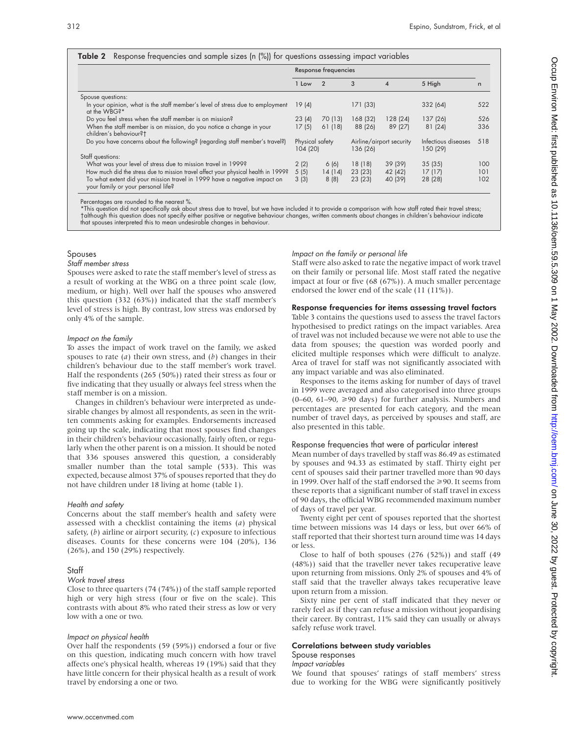**Table 2** Response frequencies and sample sizes (n (%)) for questions assessing impact variables

| | Response frequencies | | | | | |
|---|---|---|---|---|---|---|
| | 1 Low | 2 | 3 | 4 | 5 High | n |
| Spouse questions: | | | | | | |
| In your opinion, what is the staff member's level of stress due to employment at the WBG?* | 19 (4) | | 171 (33) | | 332 (64) | 522 |
| Do you feel stress when the staff member is on mission? | 23 (4) | 70 (13) | 168 (32) | 128 (24) | 137 (26) | 526 |
| When the staff member is on mission, do you notice a change in your children's behaviour?† | 17 (5) | 61 (18) | 88 (26) | 89 (27) | 81 (24) | 336 |
| Do you have concerns about the following? (regarding staff member's travel?) | Physical safety 104 (20) | | Airline/airport security 136 (26) | | Infectious diseases 150 (29) | 518 |
| Staff questions: | | | | | | |
| What was your level of stress due to mission travel in 1999? | 2 (2) | 6 (6) | 18 (18) | 39 (39) | 35 (35) | 100 |
| How much did the stress due to mission travel affect your physical health in 1999? | 5 (5) | 14 (14) | 23 (23) | 42 (42) | 17 (17) | 101 |
| To what extent did your mission travel in 1999 have a negative impact on your family or your personal life? | 3 (3) | 8 (8) | 23 (23) | 40 (39) | 28 (28) | 102 |

Percentages are rounded to the nearest %.
*This question did not specifically ask about stress due to travel, but we have included it to provide a comparison with how staff rated their travel stress;
†although this question does not specify either positive or negative behaviour changes, written comments about changes in children's behaviour indicate that spouses interpreted this to mean undesirable changes in behaviour.

### Spouses

#### *Staff member stress*

Spouses were asked to rate the staff member's level of stress as a result of working at the WBG on a three point scale (low, medium, or high). Well over half the spouses who answered this question (332 (63%)) indicated that the staff member's level of stress is high. By contrast, low stress was endorsed by only 4% of the sample.

#### *Impact on the family*

To asses the impact of work travel on the family, we asked spouses to rate (*a*) their own stress, and (*b*) changes in their children's behaviour due to the staff member's work travel. Half the respondents (265 (50%)) rated their stress as four or five indicating that they usually or always feel stress when the staff member is on a mission.

Changes in children's behaviour were interpreted as undesirable changes by almost all respondents, as seen in the written comments asking for examples. Endorsements increased going up the scale, indicating that most spouses find changes in their children's behaviour occasionally, fairly often, or regularly when the other parent is on a mission. It should be noted that 336 spouses answered this question, a considerably smaller number than the total sample (533). This was expected, because almost 37% of spouses reported that they do not have children under 18 living at home (table 1).

#### *Health and safety*

Concerns about the staff member's health and safety were assessed with a checklist containing the items (*a*) physical safety, (*b*) airline or airport security, (*c*) exposure to infectious diseases. Counts for these concerns were 104 (20%), 136 (26%), and 150 (29%) respectively.

### Staff

#### *Work travel stress*

Close to three quarters (74 (74%)) of the staff sample reported high or very high stress (four or five on the scale). This contrasts with about 8% who rated their stress as low or very low with a one or two.

#### *Impact on physical health*

Over half the respondents (59 (59%)) endorsed a four or five on this question, indicating much concern with how travel affects one's physical health, whereas 19 (19%) said that they have little concern for their physical health as a result of work travel by endorsing a one or two.

#### *Impact on the family or personal life*

Staff were also asked to rate the negative impact of work travel on their family or personal life. Most staff rated the negative impact at four or five (68 (67%)). A much smaller percentage endorsed the lower end of the scale (11 (11%)).

## Response frequencies for items assessing travel factors

Table 3 contains the questions used to assess the travel factors hypothesised to predict ratings on the impact variables. Area of travel was not included because we were not able to use the data from spouses; the question was worded poorly and elicited multiple responses which were difficult to analyze. Area of travel for staff was not significantly associated with any impact variable and was also eliminated.

Responses to the items asking for number of days of travel in 1999 were averaged and also categorised into three groups (0–60, 61–90, ≥90 days) for further analysis. Numbers and percentages are presented for each category, and the mean number of travel days, as perceived by spouses and staff, are also presented in this table.

### Response frequencies that were of particular interest

Mean number of days travelled by staff was 86.49 as estimated by spouses and 94.33 as estimated by staff. Thirty eight per cent of spouses said their partner travelled more than 90 days in 1999. Over half of the staff endorsed the ≥90. It seems from these reports that a significant number of staff travel in excess of 90 days, the official WBG recommended maximum number of days of travel per year.

Twenty eight per cent of spouses reported that the shortest time between missions was 14 days or less, but over 66% of staff reported that their shortest turn around time was 14 days or less.

Close to half of both spouses (276 (52%)) and staff (49 (48%)) said that the traveller never takes recuperative leave upon returning from missions. Only 2% of spouses and 4% of staff said that the traveller always takes recuperative leave upon return from a mission.

Sixty nine per cent of staff indicated that they never or rarely feel as if they can refuse a mission without jeopardising their career. By contrast, 11% said they can usually or always safely refuse work travel.

## Correlations between study variables

### Spouse responses

#### *Impact variables*

We found that spouses' ratings of staff members' stress due to working for the WBG were significantly positively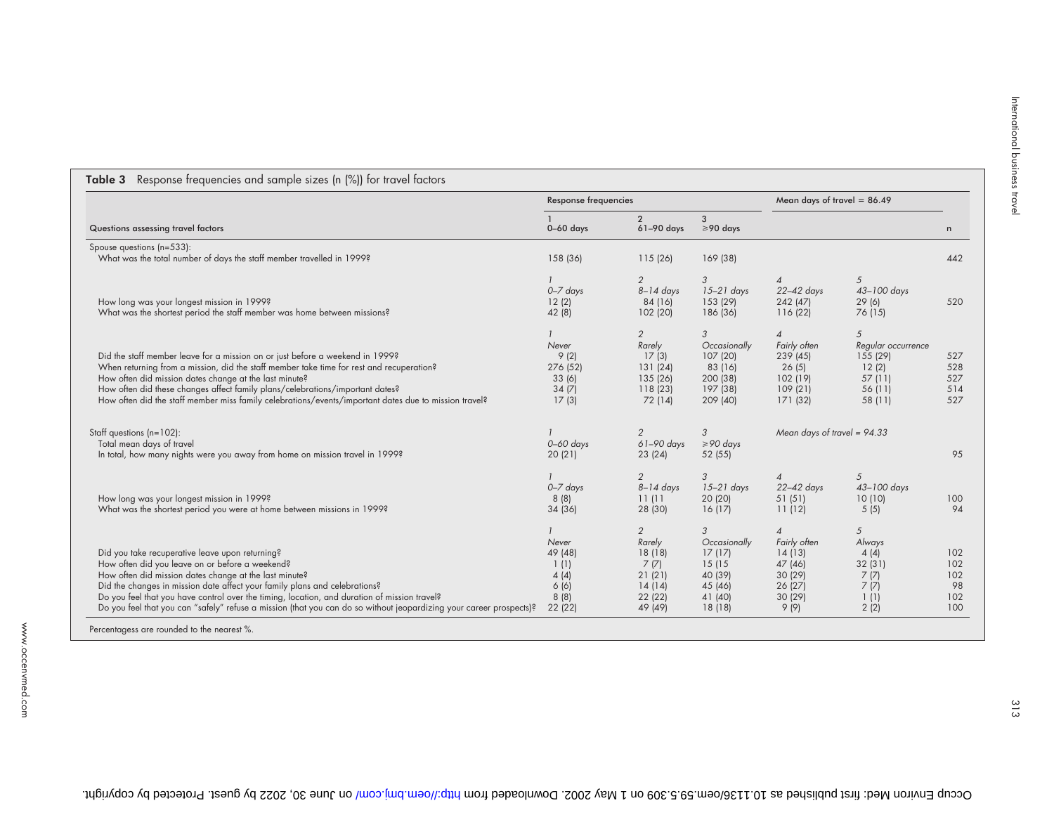**Table 3** Response frequencies and sample sizes (n (%)) for travel factors

| Questions assessing travel factors | Response frequencies | | | Mean days of travel = 86.49 | | n |
|---|---|---|---|---|---|---|
| | 1<br>0–60 days | 2<br>61–90 days | 3<br>≥90 days | | | |
| **Spouse questions (n=533):** | | | | | | |
| What was the total number of days the staff member travelled in 1999? | 158 (36) | 115 (26) | 169 (38) | | | 442 |
| | *1*<br>*0–7 days* | *2*<br>*8–14 days* | *3*<br>*15–21 days* | *4*<br>*22–42 days* | *5*<br>*43–100 days* | |
| How long was your longest mission in 1999? | 12 (2) | 84 (16) | 153 (29) | 242 (47) | 29 (6) | 520 |
| What was the shortest period the staff member was home between missions? | 42 (8) | 102 (20) | 186 (36) | 116 (22) | 76 (15) | |
| | *1*<br>*Never* | *2*<br>*Rarely* | *3*<br>*Occasionally* | *4*<br>*Fairly often* | *5*<br>*Regular occurrence* | |
| Did the staff member leave for a mission on or just before a weekend in 1999? | 9 (2) | 17 (3) | 107 (20) | 239 (45) | 155 (29) | 527 |
| When returning from a mission, did the staff member take time for rest and recuperation? | 276 (52) | 131 (24) | 83 (16) | 26 (5) | 12 (2) | 528 |
| How often did mission dates change at the last minute? | 33 (6) | 135 (26) | 200 (38) | 102 (19) | 57 (11) | 527 |
| How often did these changes affect family plans/celebrations/important dates? | 34 (7) | 118 (23) | 197 (38) | 109 (21) | 56 (11) | 514 |
| How often did the staff member miss family celebrations/events/important dates due to mission travel? | 17 (3) | 72 (14) | 209 (40) | 171 (32) | 58 (11) | 527 |
| **Staff questions (n=102):** | *1* | *2* | *3* | *Mean days of travel = 94.33* | | |
| Total mean days of travel | *0–60 days* | *61–90 days* | *≥90 days* | | | |
| In total, how many nights were you away from home on mission travel in 1999? | 20 (21) | 23 (24) | 52 (55) | | | 95 |
| | *1*<br>*0–7 days* | *2*<br>*8–14 days* | *3*<br>*15–21 days* | *4*<br>*22–42 days* | *5*<br>*43–100 days* | |
| How long was your longest mission in 1999? | 8 (8) | 11 (11 | 20 (20) | 51 (51) | 10 (10) | 100 |
| What was the shortest period you were at home between missions in 1999? | 34 (36) | 28 (30) | 16 (17) | 11 (12) | 5 (5) | 94 |
| | *1*<br>*Never* | *2*<br>*Rarely* | *3*<br>*Occasionally* | *4*<br>*Fairly often* | *5*<br>*Always* | |
| Did you take recuperative leave upon returning? | 49 (48) | 18 (18) | 17 (17) | 14 (13) | 4 (4) | 102 |
| How often did you leave on or before a weekend? | 1 (1) | 7 (7) | 15 (15 | 47 (46) | 32 (31) | 102 |
| How often did mission dates change at the last minute? | 4 (4) | 21 (21) | 40 (39) | 30 (29) | 7 (7) | 102 |
| Did the changes in mission date affect your family plans and celebrations? | 6 (6) | 14 (14) | 45 (46) | 26 (27) | 7 (7) | 98 |
| Do you feel that you have control over the timing, location, and duration of mission travel? | 8 (8) | 22 (22) | 41 (40) | 30 (29) | 1 (1) | 102 |
| Do you feel that you can "safely" refuse a mission (that you can do so without jeopardizing your career prospects)? | 22 (22) | 49 (49) | 18 (18) | 9 (9) | 2 (2) | 100 |

Percentagess are rounded to the nearest %.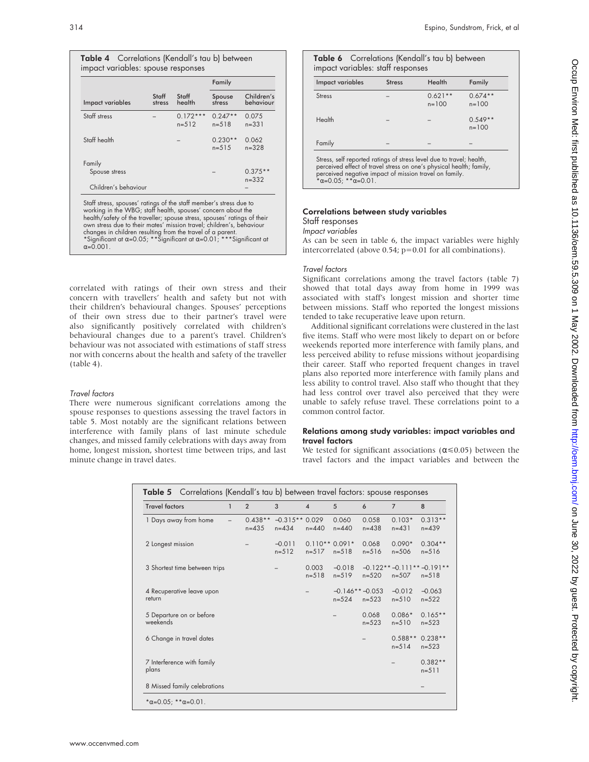**Table 4** Correlations (Kendall's tau b) between impact variables: spouse responses

| Impact variables | Staff stress | Staff health | Family | |
|---|---|---|---|---|
| | | | Spouse stress | Children's behaviour |
| Staff stress | – | 0.172*** n=512 | 0.247** n=518 | 0.075 n=331 |
| Staff health | | – | 0.230** n=515 | 0.062 n=328 |
| Family | | | | |
| Spouse stress | | | – | 0.375** n=332 |
| Children's behaviour | | | | – |

Staff stress, spouses' ratings of the staff member's stress due to working in the WBG; staff health, spouses' concern about the health/safety of the traveller; spouse stress, spouses' ratings of their own stress due to their mates' mission travel; children's, behaviour changes in children resulting from the travel of a parent.
*Significant at α=0.05; **Significant at α=0.01; ***Significant at α=0.001.

correlated with ratings of their own stress and their concern with travellers' health and safety but not with their children's behavioural changes. Spouses' perceptions of their own stress due to their partner's travel were also significantly positively correlated with children's behavioural changes due to a parent's travel. Children's behaviour was not associated with estimations of staff stress nor with concerns about the health and safety of the traveller (table 4).

*Travel factors*

There were numerous significant correlations among the spouse responses to questions assessing the travel factors in table 5. Most notably are the significant relations between interference with family plans of last minute schedule changes, and missed family celebrations with days away from home, longest mission, shortest time between trips, and last minute change in travel dates.

**Table 6** Correlations (Kendall's tau b) between impact variables: staff responses

| Impact variables | Stress | Health | Family |
|---|---|---|---|
| Stress | – | 0.621** n=100 | 0.674** n=100 |
| Health | – | – | 0.549** n=100 |
| Family | – | – | – |

Stress, self reported ratings of stress level due to travel; health, perceived effect of travel stress on one's physical health; family, perceived negative impact of mission travel on family.
*α=0.05; **α=0.01.

### Correlations between study variables

Staff responses

*Impact variables*

As can be seen in table 6, the impact variables were highly intercorrelated (above 0.54; p=0.01 for all combinations).

*Travel factors*

Significant correlations among the travel factors (table 7) showed that total days away from home in 1999 was associated with staff's longest mission and shorter time between missions. Staff who reported the longest missions tended to take recuperative leave upon return.

Additional significant correlations were clustered in the last five items. Staff who were most likely to depart on or before weekends reported more interference with family plans, and less perceived ability to refuse missions without jeopardising their career. Staff who reported frequent changes in travel plans also reported more interference with family plans and less ability to control travel. Also staff who thought that they had less control over travel also perceived that they were unable to safely refuse travel. These correlations point to a common control factor.

### Relations among study variables: impact variables and travel factors

We tested for significant associations (α≤0.05) between the travel factors and the impact variables and between the

**Table 5** Correlations (Kendall's tau b) between travel factors: spouse responses

| Travel factors | 1 | 2 | 3 | 4 | 5 | 6 | 7 | 8 |
|---|---|---|---|---|---|---|---|---|
| 1 Days away from home | – | 0.438** n=435 | −0.315** n=434 | 0.029 n=440 | 0.060 n=440 | 0.058 n=438 | 0.103* n=431 | 0.313** n=439 |
| 2 Longest mission | | – | −0.011 n=512 | 0.110** n=517 | 0.091* n=518 | 0.068 n=516 | 0.090* n=506 | 0.304** n=516 |
| 3 Shortest time between trips | | | – | 0.003 n=518 | −0.018 n=519 | −0.122** n=520 | −0.111** n=507 | −0.191** n=518 |
| 4 Recuperative leave upon return | | | | – | −0.146** n=524 | −0.053 n=523 | −0.012 n=510 | −0.063 n=522 |
| 5 Departure on or before weekends | | | | | – | 0.068 n=523 | 0.086* n=510 | 0.165** n=523 |
| 6 Change in travel dates | | | | | | – | 0.588** n=514 | 0.238** n=523 |
| 7 Interference with family plans | | | | | | | – | 0.382** n=511 |
| 8 Missed family celebrations | | | | | | | | – |

*α=0.05; **α=0.01.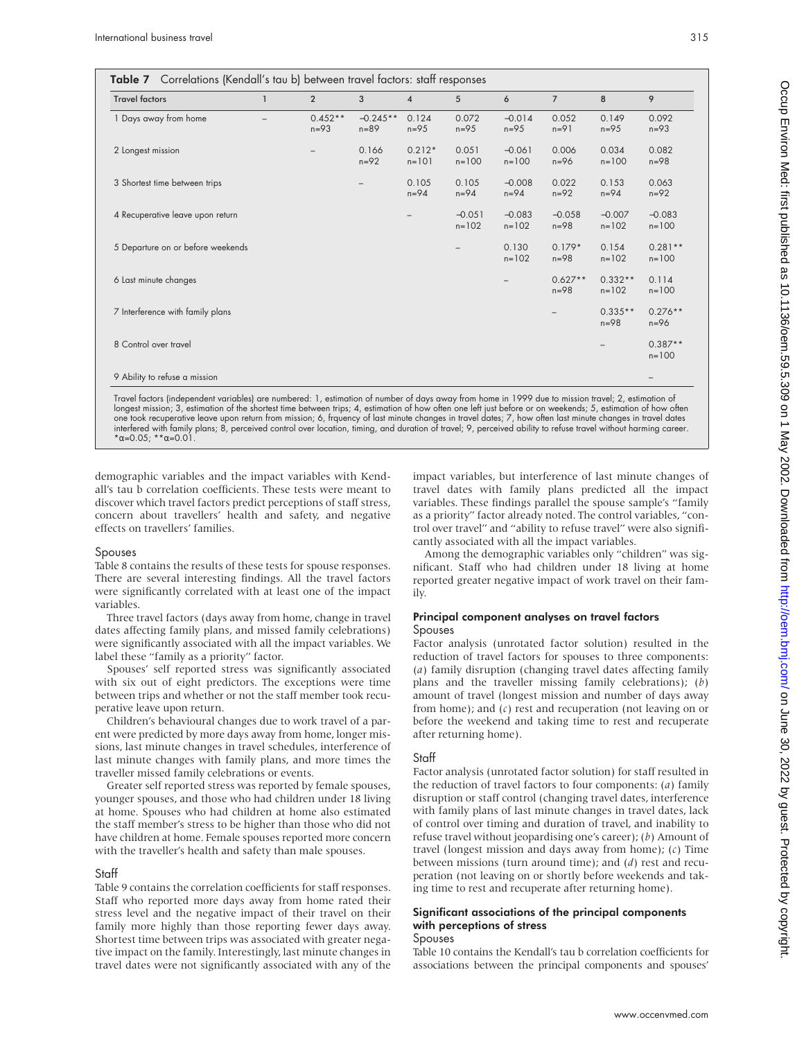**Table 7** Correlations (Kendall's tau b) between travel factors: staff responses

| Travel factors | 1 | 2 | 3 | 4 | 5 | 6 | 7 | 8 | 9 |
|---|---|---|---|---|---|---|---|---|---|
| 1 Days away from home | – | 0.452** n=93 | −0.245** n=89 | 0.124 n=95 | 0.072 n=95 | −0.014 n=95 | 0.052 n=91 | 0.149 n=95 | 0.092 n=93 |
| 2 Longest mission | | – | 0.166 n=92 | 0.212* n=101 | 0.051 n=100 | −0.061 n=100 | 0.006 n=96 | 0.034 n=100 | 0.082 n=98 |
| 3 Shortest time between trips | | | – | 0.105 n=94 | 0.105 n=94 | −0.008 n=94 | 0.022 n=92 | 0.153 n=94 | 0.063 n=92 |
| 4 Recuperative leave upon return | | | | – | −0.051 n=102 | −0.083 n=102 | −0.058 n=98 | −0.007 n=102 | −0.083 n=100 |
| 5 Departure on or before weekends | | | | | – | 0.130 n=102 | 0.179* n=98 | 0.154 n=102 | 0.281** n=100 |
| 6 Last minute changes | | | | | | – | 0.627** n=98 | 0.332** n=102 | 0.114 n=100 |
| 7 Interference with family plans | | | | | | | – | 0.335** n=98 | 0.276** n=96 |
| 8 Control over travel | | | | | | | | – | 0.387** n=100 |
| 9 Ability to refuse a mission | | | | | | | | | – |

Travel factors (independent variables) are numbered: 1, estimation of number of days away from home in 1999 due to mission travel; 2, estimation of longest mission; 3, estimation of the shortest time between trips; 4, estimation of how often one left just before or on weekends; 5, estimation of how often one took recuperative leave upon return from mission; 6, frquency of last minute changes in travel dates; 7, how often last minute changes in travel dates interfered with family plans; 8, perceived control over location, timing, and duration of travel; 9, perceived ability to refuse travel without harming career. *α=0.05; **α=0.01.

demographic variables and the impact variables with Kendall's tau b correlation coefficients. These tests were meant to discover which travel factors predict perceptions of staff stress, concern about travellers' health and safety, and negative effects on travellers' families.

### Spouses

Table 8 contains the results of these tests for spouse responses. There are several interesting findings. All the travel factors were significantly correlated with at least one of the impact variables.

Three travel factors (days away from home, change in travel dates affecting family plans, and missed family celebrations) were significantly associated with all the impact variables. We label these "family as a priority" factor.

Spouses' self reported stress was significantly associated with six out of eight predictors. The exceptions were time between trips and whether or not the staff member took recuperative leave upon return.

Children's behavioural changes due to work travel of a parent were predicted by more days away from home, longer missions, last minute changes in travel schedules, interference of last minute changes with family plans, and more times the traveller missed family celebrations or events.

Greater self reported stress was reported by female spouses, younger spouses, and those who had children under 18 living at home. Spouses who had children at home also estimated the staff member's stress to be higher than those who did not have children at home. Female spouses reported more concern with the traveller's health and safety than male spouses.

### Staff

Table 9 contains the correlation coefficients for staff responses. Staff who reported more days away from home rated their stress level and the negative impact of their travel on their family more highly than those reporting fewer days away. Shortest time between trips was associated with greater negative impact on the family. Interestingly, last minute changes in travel dates were not significantly associated with any of the impact variables, but interference of last minute changes of travel dates with family plans predicted all the impact variables. These findings parallel the spouse sample's "family as a priority" factor already noted. The control variables, "control over travel" and "ability to refuse travel" were also significantly associated with all the impact variables.

Among the demographic variables only "children" was significant. Staff who had children under 18 living at home reported greater negative impact of work travel on their family.

## Principal component analyses on travel factors

### Spouses

Factor analysis (unrotated factor solution) resulted in the reduction of travel factors for spouses to three components: (*a*) family disruption (changing travel dates affecting family plans and the traveller missing family celebrations); (*b*) amount of travel (longest mission and number of days away from home); and (*c*) rest and recuperation (not leaving on or before the weekend and taking time to rest and recuperate after returning home).

### Staff

Factor analysis (unrotated factor solution) for staff resulted in the reduction of travel factors to four components: (*a*) family disruption or staff control (changing travel dates, interference with family plans of last minute changes in travel dates, lack of control over timing and duration of travel, and inability to refuse travel without jeopardising one's career); (*b*) Amount of travel (longest mission and days away from home); (*c*) Time between missions (turn around time); and (*d*) rest and recuperation (not leaving on or shortly before weekends and taking time to rest and recuperate after returning home).

## Significant associations of the principal components with perceptions of stress

### Spouses

Table 10 contains the Kendall's tau b correlation coefficients for associations between the principal components and spouses'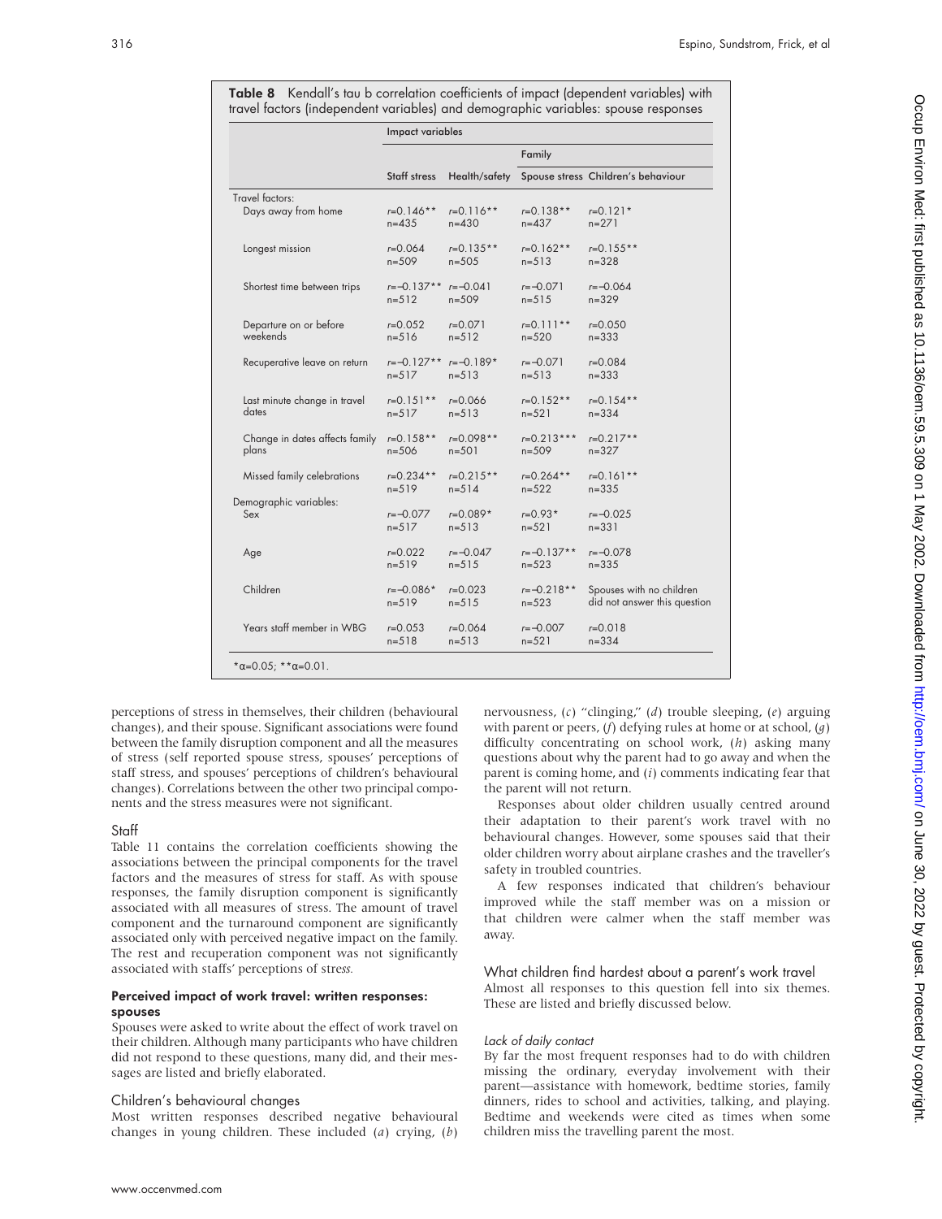**Table 8** Kendall's tau b correlation coefficients of impact (dependent variables) with travel factors (independent variables) and demographic variables: spouse responses

| | Impact variables | | | |
|---|---|---|---|---|
| | | | Family | |
| | Staff stress | Health/safety | Spouse stress | Children's behaviour |
| Travel factors: | | | | |
| Days away from home | r=0.146** n=435 | r=0.116** n=430 | r=0.138** n=437 | r=0.121* n=271 |
| Longest mission | r=0.064 n=509 | r=0.135** n=505 | r=0.162** n=513 | r=0.155** n=328 |
| Shortest time between trips | r=−0.137** n=512 | r=−0.041 n=509 | r=−0.071 n=515 | r=−0.064 n=329 |
| Departure on or before weekends | r=0.052 n=516 | r=0.071 n=512 | r=0.111** n=520 | r=0.050 n=333 |
| Recuperative leave on return | r=−0.127** n=517 | r=−0.189* n=513 | r=−0.071 n=513 | r=0.084 n=333 |
| Last minute change in travel dates | r=0.151** n=517 | r=0.066 n=513 | r=0.152** n=521 | r=0.154** n=334 |
| Change in dates affects family plans | r=0.158** n=506 | r=0.098** n=501 | r=0.213*** n=509 | r=0.217** n=327 |
| Missed family celebrations | r=0.234** n=519 | r=0.215** n=514 | r=0.264** n=522 | r=0.161** n=335 |
| Demographic variables: | | | | |
| Sex | r=−0.077 n=517 | r=0.089* n=513 | r=0.93* n=521 | r=−0.025 n=331 |
| Age | r=0.022 n=519 | r=−0.047 n=515 | r=−0.137** n=523 | r=−0.078 n=335 |
| Children | r=−0.086* n=519 | r=0.023 n=515 | r=−0.218** n=523 | Spouses with no children did not answer this question |
| Years staff member in WBG | r=0.053 n=518 | r=0.064 n=513 | r=−0.007 n=521 | r=0.018 n=334 |

*α=0.05; **α=0.01.

perceptions of stress in themselves, their children (behavioural changes), and their spouse. Significant associations were found between the family disruption component and all the measures of stress (self reported spouse stress, spouses' perceptions of staff stress, and spouses' perceptions of children's behavioural changes). Correlations between the other two principal components and the stress measures were not significant.

### Staff

Table 11 contains the correlation coefficients showing the associations between the principal components for the travel factors and the measures of stress for staff. As with spouse responses, the family disruption component is significantly associated with all measures of stress. The amount of travel component and the turnaround component are significantly associated only with perceived negative impact on the family. The rest and recuperation component was not significantly associated with staffs' perceptions of stress.

#### Perceived impact of work travel: written responses: spouses

Spouses were asked to write about the effect of work travel on their children. Although many participants who have children did not respond to these questions, many did, and their messages are listed and briefly elaborated.

### Children's behavioural changes

Most written responses described negative behavioural changes in young children. These included (*a*) crying, (*b*) nervousness, (*c*) "clinging," (*d*) trouble sleeping, (*e*) arguing with parent or peers, (*f*) defying rules at home or at school, (*g*) difficulty concentrating on school work, (*h*) asking many questions about why the parent had to go away and when the parent is coming home, and (*i*) comments indicating fear that the parent will not return.

Responses about older children usually centred around their adaptation to their parent's work travel with no behavioural changes. However, some spouses said that their older children worry about airplane crashes and the traveller's safety in troubled countries.

A few responses indicated that children's behaviour improved while the staff member was on a mission or that children were calmer when the staff member was away.

### What children find hardest about a parent's work travel

Almost all responses to this question fell into six themes. These are listed and briefly discussed below.

#### *Lack of daily contact*

By far the most frequent responses had to do with children missing the ordinary, everyday involvement with their parent—assistance with homework, bedtime stories, family dinners, rides to school and activities, talking, and playing. Bedtime and weekends were cited as times when some children miss the travelling parent the most.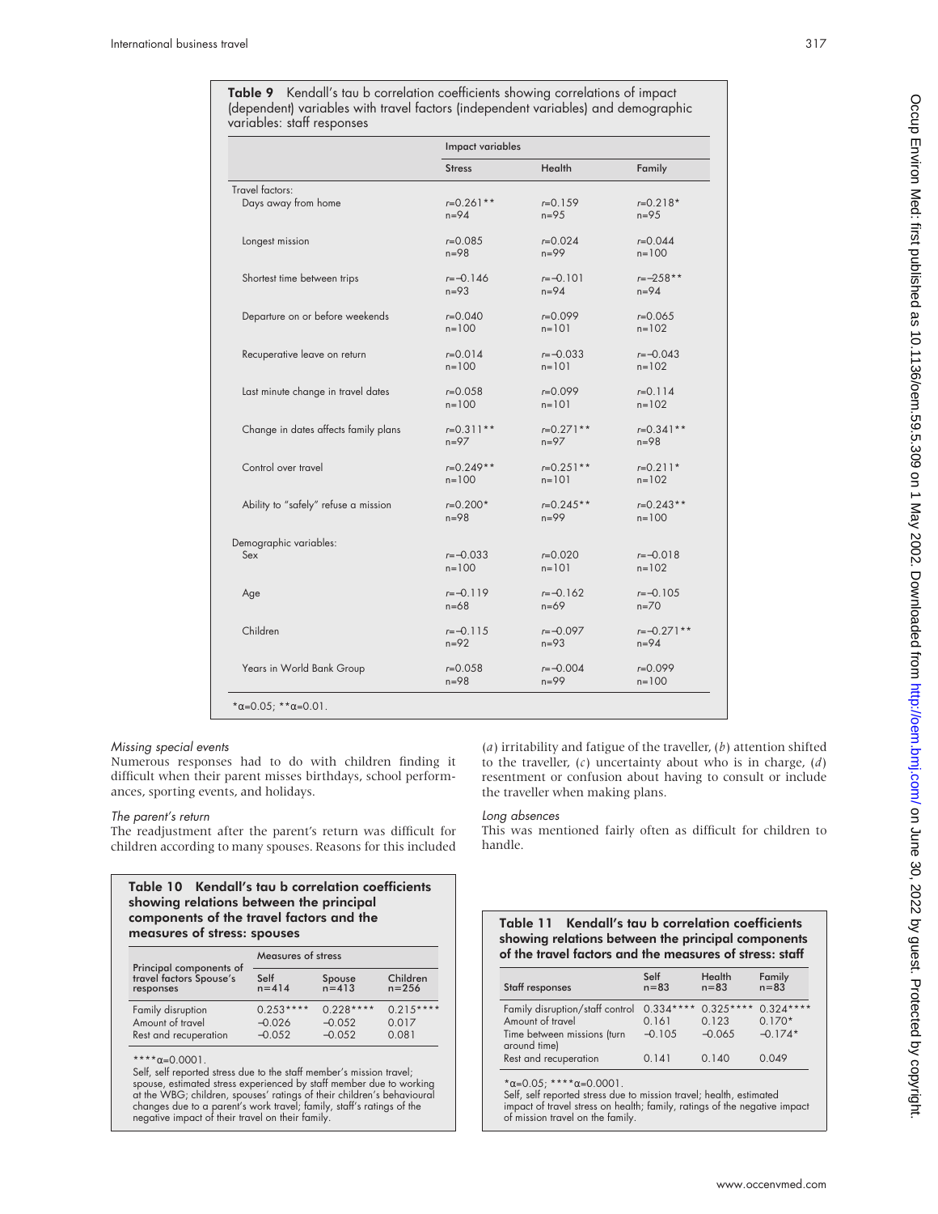**Table 9** Kendall's tau b correlation coefficients showing correlations of impact (dependent) variables with travel factors (independent variables) and demographic variables: staff responses

| | Impact variables | | |
|---|---|---|---|
| | Stress | Health | Family |
| Travel factors: | | | |
| Days away from home | r=0.261** n=94 | r=0.159 n=95 | r=0.218* n=95 |
| Longest mission | r=0.085 n=98 | r=0.024 n=99 | r=0.044 n=100 |
| Shortest time between trips | r=−0.146 n=93 | r=−0.101 n=94 | r=−258** n=94 |
| Departure on or before weekends | r=0.040 n=100 | r=0.099 n=101 | r=0.065 n=102 |
| Recuperative leave on return | r=0.014 n=100 | r=−0.033 n=101 | r=−0.043 n=102 |
| Last minute change in travel dates | r=0.058 n=100 | r=0.099 n=101 | r=0.114 n=102 |
| Change in dates affects family plans | r=0.311** n=97 | r=0.271** n=97 | r=0.341** n=98 |
| Control over travel | r=0.249** n=100 | r=0.251** n=101 | r=0.211* n=102 |
| Ability to "safely" refuse a mission | r=0.200* n=98 | r=0.245** n=99 | r=0.243** n=100 |
| Demographic variables: | | | |
| Sex | r=−0.033 n=100 | r=0.020 n=101 | r=−0.018 n=102 |
| Age | r=−0.119 n=68 | r=−0.162 n=69 | r=−0.105 n=70 |
| Children | r=−0.115 n=92 | r=−0.097 n=93 | r=−0.271** n=94 |
| Years in World Bank Group | r=0.058 n=98 | r=−0.004 n=99 | r=0.099 n=100 |

*α=0.05; **α=0.01.

*Missing special events*

Numerous responses had to do with children finding it difficult when their parent misses birthdays, school performances, sporting events, and holidays.

*The parent's return*

The readjustment after the parent's return was difficult for children according to many spouses. Reasons for this included (*a*) irritability and fatigue of the traveller, (*b*) attention shifted to the traveller, (*c*) uncertainty about who is in charge, (*d*) resentment or confusion about having to consult or include the traveller when making plans.

*Long absences*

This was mentioned fairly often as difficult for children to handle.

**Table 10 Kendall's tau b correlation coefficients showing relations between the principal components of the travel factors and the measures of stress: spouses**

| Principal components of travel factors Spouse's responses | Measures of stress | | |
|---|---|---|---|
| | Self n=414 | Spouse n=413 | Children n=256 |
| Family disruption | 0.253**** | 0.228**** | 0.215**** |
| Amount of travel | −0.026 | −0.052 | 0.017 |
| Rest and recuperation | −0.052 | −0.052 | 0.081 |

****α=0.0001.
Self, self reported stress due to the staff member's mission travel; spouse, estimated stress experienced by staff member due to working at the WBG; children, spouses' ratings of their children's behavioural changes due to a parent's work travel; family, staff's ratings of the negative impact of their travel on their family.

**Table 11 Kendall's tau b correlation coefficients showing relations between the principal components of the travel factors and the measures of stress: staff**

| Staff responses | Self n=83 | Health n=83 | Family n=83 |
|---|---|---|---|
| Family disruption/staff control | 0.334**** | 0.325**** | 0.324**** |
| Amount of travel | 0.161 | 0.123 | 0.170* |
| Time between missions (turn around time) | −0.105 | −0.065 | −0.174* |
| Rest and recuperation | 0.141 | 0.140 | 0.049 |

*α=0.05; ****α=0.0001.
Self, self reported stress due to mission travel; health, estimated impact of travel stress on health; family, ratings of the negative impact of mission travel on the family.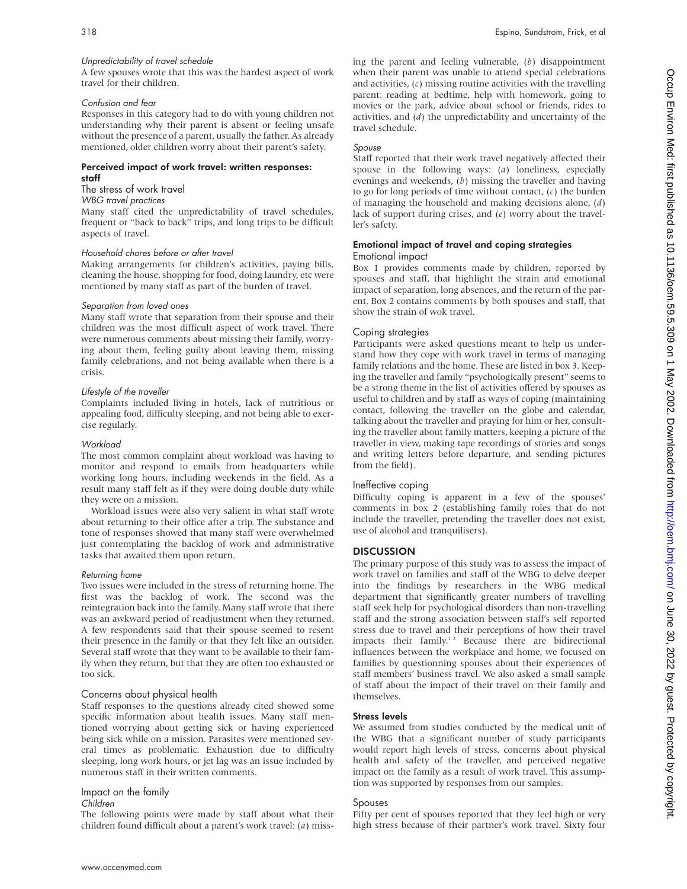#### Unpredictability of travel schedule

A few spouses wrote that this was the hardest aspect of work travel for their children.

#### Confusion and fear

Responses in this category had to do with young children not understanding why their parent is absent or feeling unsafe without the presence of a parent, usually the father. As already mentioned, older children worry about their parent's safety.

### Perceived impact of work travel: written responses: staff

#### The stress of work travel

##### WBG travel practices

Many staff cited the unpredictability of travel schedules, frequent or "back to back" trips, and long trips to be difficult aspects of travel.

##### Household chores before or after travel

Making arrangements for children's activities, paying bills, cleaning the house, shopping for food, doing laundry, etc were mentioned by many staff as part of the burden of travel.

##### Separation from loved ones

Many staff wrote that separation from their spouse and their children was the most difficult aspect of work travel. There were numerous comments about missing their family, worrying about them, feeling guilty about leaving them, missing family celebrations, and not being available when there is a crisis.

##### Lifestyle of the traveller

Complaints included living in hotels, lack of nutritious or appealing food, difficulty sleeping, and not being able to exercise regularly.

##### Workload

The most common complaint about workload was having to monitor and respond to emails from headquarters while working long hours, including weekends in the field. As a result many staff felt as if they were doing double duty while they were on a mission.

Workload issues were also very salient in what staff wrote about returning to their office after a trip. The substance and tone of responses showed that many staff were overwhelmed just contemplating the backlog of work and administrative tasks that awaited them upon return.

##### Returning home

Two issues were included in the stress of returning home. The first was the backlog of work. The second was the reintegration back into the family. Many staff wrote that there was an awkward period of readjustment when they returned. A few respondents said that their spouse seemed to resent their presence in the family or that they felt like an outsider. Several staff wrote that they want to be available to their family when they return, but that they are often too exhausted or too sick.

#### Concerns about physical health

Staff responses to the questions already cited showed some specific information about health issues. Many staff mentioned worrying about getting sick or having experienced being sick while on a mission. Parasites were mentioned several times as problematic. Exhaustion due to difficulty sleeping, long work hours, or jet lag was an issue included by numerous staff in their written comments.

#### Impact on the family

##### Children

The following points were made by staff about what their children found difficult about a parent's work travel: (*a*) missing the parent and feeling vulnerable, (*b*) disappointment when their parent was unable to attend special celebrations and activities, (*c*) missing routine activities with the travelling parent: reading at bedtime, help with homework, going to movies or the park, advice about school or friends, rides to activities, and (*d*) the unpredictability and uncertainty of the travel schedule.

##### Spouse

Staff reported that their work travel negatively affected their spouse in the following ways: (*a*) loneliness, especially evenings and weekends, (*b*) missing the traveller and having to go for long periods of time without contact, (*c*) the burden of managing the household and making decisions alone, (*d*) lack of support during crises, and (*e*) worry about the traveller's safety.

### Emotional impact of travel and coping strategies

#### Emotional impact

Box 1 provides comments made by children, reported by spouses and staff, that highlight the strain and emotional impact of separation, long absences, and the return of the parent. Box 2 contains comments by both spouses and staff, that show the strain of wok travel.

#### Coping strategies

Participants were asked questions meant to help us understand how they cope with work travel in terms of managing family relations and the home. These are listed in box 3. Keeping the traveller and family "psychologically present" seems to be a strong theme in the list of activities offered by spouses as useful to children and by staff as ways of coping (maintaining contact, following the traveller on the globe and calendar, talking about the traveller and praying for him or her, consulting the traveller about family matters, keeping a picture of the traveller in view, making tape recordings of stories and songs and writing letters before departure, and sending pictures from the field).

#### Ineffective coping

Difficulty coping is apparent in a few of the spouses' comments in box 2 (establishing family roles that do not include the traveller, pretending the traveller does not exist, use of alcohol and tranquilisers).

## DISCUSSION

The primary purpose of this study was to assess the impact of work travel on families and staff of the WBG to delve deeper into the findings by researchers in the WBG medical department that significantly greater numbers of travelling staff seek help for psychological disorders than non-travelling staff and the strong association between staff's self reported stress due to travel and their perceptions of how their travel impacts their family.[1,2] Because there are bidirectional influences between the workplace and home, we focused on families by questionning spouses about their experiences of staff members' business travel. We also asked a small sample of staff about the impact of their travel on their family and themselves.

### Stress levels

We assumed from studies conducted by the medical unit of the WBG that a significant number of study participants would report high levels of stress, concerns about physical health and safety of the traveller, and perceived negative impact on the family as a result of work travel. This assumption was supported by responses from our samples.

#### Spouses

Fifty per cent of spouses reported that they feel high or very high stress because of their partner's work travel. Sixty four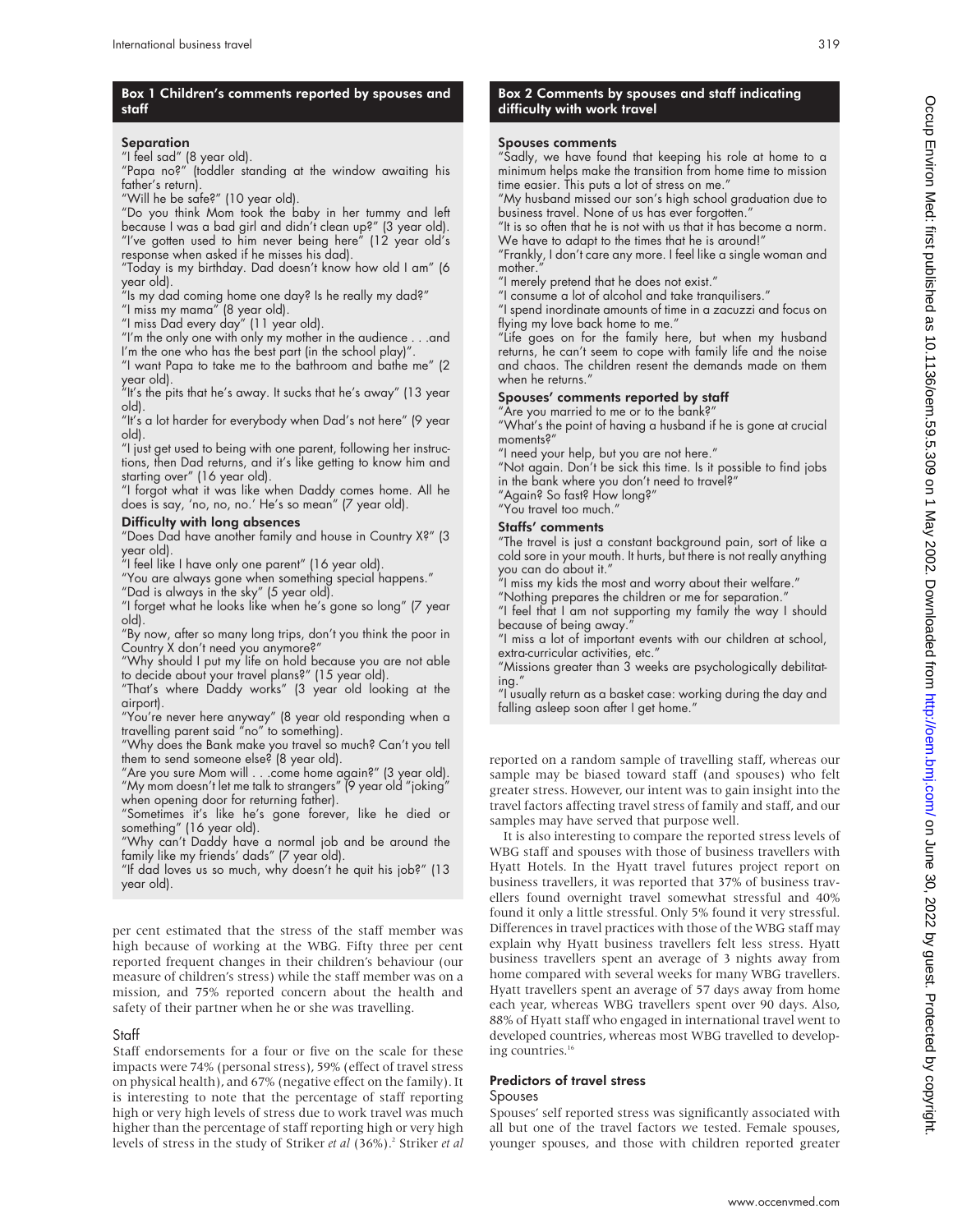## Box 1 Children's comments reported by spouses and staff

### Separation

"I feel sad" (8 year old).

"Papa no?" (toddler standing at the window awaiting his father's return).

"Will he be safe?" (10 year old).

"Do you think Mom took the baby in her tummy and left because I was a bad girl and didn't clean up?" (3 year old).

"I've gotten used to him never being here" (12 year old's response when asked if he misses his dad).

"Today is my birthday. Dad doesn't know how old I am" (6 year old).

"Is my dad coming home one day? Is he really my dad?"

"I miss my mama" (8 year old).

"I miss Dad every day" (11 year old).

"I'm the only one with only my mother in the audience . . .and I'm the one who has the best part (in the school play)".

"I want Papa to take me to the bathroom and bathe me" (2 year old).

"It's the pits that he's away. It sucks that he's away" (13 year old).

"It's a lot harder for everybody when Dad's not here" (9 year old).

"I just get used to being with one parent, following her instructions, then Dad returns, and it's like getting to know him and starting over" (16 year old).

"I forgot what it was like when Daddy comes home. All he does is say, 'no, no, no.' He's so mean" (7 year old).

### Difficulty with long absences

"Does Dad have another family and house in Country X?" (3 year old).

"I feel like I have only one parent" (16 year old).

"You are always gone when something special happens."

"Dad is always in the sky" (5 year old).

"I forget what he looks like when he's gone so long" (7 year old).

"By now, after so many long trips, don't you think the poor in Country X don't need you anymore?"

"Why should I put my life on hold because you are not able to decide about your travel plans?" (15 year old).

"That's where Daddy works" (3 year old looking at the airport).

"You're never here anyway" (8 year old responding when a travelling parent said "no" to something).

"Why does the Bank make you travel so much? Can't you tell them to send someone else? (8 year old).

"Are you sure Mom will . . .come home again?" (3 year old).

"My mom doesn't let me talk to strangers" (9 year old "joking" when opening door for returning father).

"Sometimes it's like he's gone forever, like he died or something" (16 year old).

"Why can't Daddy have a normal job and be around the family like my friends' dads" (7 year old).

"If dad loves us so much, why doesn't he quit his job?" (13 year old).

per cent estimated that the stress of the staff member was high because of working at the WBG. Fifty three per cent reported frequent changes in their children's behaviour (our measure of children's stress) while the staff member was on a mission, and 75% reported concern about the health and safety of their partner when he or she was travelling.

### Staff

Staff endorsements for a four or five on the scale for these impacts were 74% (personal stress), 59% (effect of travel stress on physical health), and 67% (negative effect on the family). It is interesting to note that the percentage of staff reporting high or very high levels of stress due to work travel was much higher than the percentage of staff reporting high or very high levels of stress in the study of Striker *et al* (36%).[2] Striker *et al* reported on a random sample of travelling staff, whereas our sample may be biased toward staff (and spouses) who felt greater stress. However, our intent was to gain insight into the travel factors affecting travel stress of family and staff, and our samples may have served that purpose well.

It is also interesting to compare the reported stress levels of WBG staff and spouses with those of business travellers with Hyatt Hotels. In the Hyatt travel futures project report on business travellers, it was reported that 37% of business travellers found overnight travel somewhat stressful and 40% found it only a little stressful. Only 5% found it very stressful. Differences in travel practices with those of the WBG staff may explain why Hyatt business travellers felt less stress. Hyatt business travellers spent an average of 3 nights away from home compared with several weeks for many WBG travellers. Hyatt travellers spent an average of 57 days away from home each year, whereas WBG travellers spent over 90 days. Also, 88% of Hyatt staff who engaged in international travel went to developed countries, whereas most WBG travelled to developing countries.[16]

## Box 2 Comments by spouses and staff indicating difficulty with work travel

### Spouses comments

"Sadly, we have found that keeping his role at home to a minimum helps make the transition from home time to mission time easier. This puts a lot of stress on me."

"My husband missed our son's high school graduation due to business travel. None of us has ever forgotten."

"It is so often that he is not with us that it has become a norm. We have to adapt to the times that he is around!"

"Frankly, I don't care any more. I feel like a single woman and mother."

"I merely pretend that he does not exist."

"I consume a lot of alcohol and take tranquilisers."

"I spend inordinate amounts of time in a zacuzzi and focus on flying my love back home to me."

"Life goes on for the family here, but when my husband returns, he can't seem to cope with family life and the noise and chaos. The children resent the demands made on them when he returns."

### Spouses' comments reported by staff

"Are you married to me or to the bank?"

"What's the point of having a husband if he is gone at crucial moments?"

"I need your help, but you are not here."

"Not again. Don't be sick this time. Is it possible to find jobs in the bank where you don't need to travel?"

"Again? So fast? How long?"

"You travel too much."

### Staffs' comments

"The travel is just a constant background pain, sort of like a cold sore in your mouth. It hurts, but there is not really anything you can do about it."

"I miss my kids the most and worry about their welfare."

"Nothing prepares the children or me for separation."

"I feel that I am not supporting my family the way I should because of being away."

"I miss a lot of important events with our children at school, extra-curricular activities, etc."

"Missions greater than 3 weeks are psychologically debilitating."

"I usually return as a basket case: working during the day and falling asleep soon after I get home."

## Predictors of travel stress

### Spouses

Spouses' self reported stress was significantly associated with all but one of the travel factors we tested. Female spouses, younger spouses, and those with children reported greater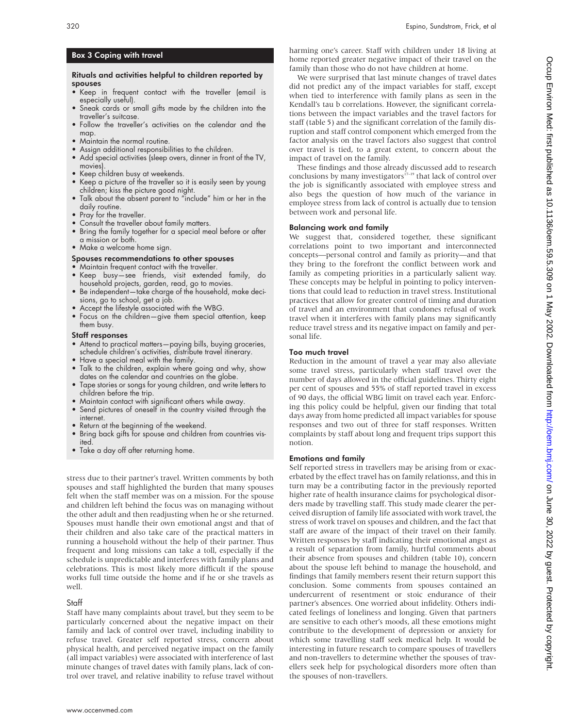## Box 3 Coping with travel

### Rituals and activities helpful to children reported by spouses

- Keep in frequent contact with the traveller (email is especially useful).
- Sneak cards or small gifts made by the children into the traveller's suitcase.
- Follow the traveller's activities on the calendar and the map.
- Maintain the normal routine.
- Assign additional responsibilities to the children.
- Add special activities (sleep overs, dinner in front of the TV, movies).
- Keep children busy at weekends.
- Keep a picture of the traveller so it is easily seen by young children; kiss the picture good night.
- Talk about the absent parent to "include" him or her in the daily routine.
- Pray for the traveller.
- Consult the traveller about family matters.
- Bring the family together for a special meal before or after a mission or both.
- Make a welcome home sign.

### Spouses recommendations to other spouses

- Maintain frequent contact with the traveller.
- Keep busy—see friends, visit extended family, do household projects, garden, read, go to movies.
- Be independent—take charge of the household, make decisions, go to school, get a job.
- Accept the lifestyle associated with the WBG.
- Focus on the children—give them special attention, keep them busy.

### Staff responses

- Attend to practical matters—paying bills, buying groceries, schedule children's activities, distribute travel itinerary.
- Have a special meal with the family.
- Talk to the children, explain where going and why, show dates on the calendar and countries on the globe.
- Tape stories or songs for young children, and write letters to children before the trip.
- Maintain contact with significant others while away.
- Send pictures of oneself in the country visited through the internet.
- Return at the beginning of the weekend.
- Bring back gifts for spouse and children from countries visited.
- Take a day off after returning home.

stress due to their partner's travel. Written comments by both spouses and staff highlighted the burden that many spouses felt when the staff member was on a mission. For the spouse and children left behind the focus was on managing without the other adult and then readjusting when he or she returned. Spouses must handle their own emotional angst and that of their children and also take care of the practical matters in running a household without the help of their partner. Thus frequent and long missions can take a toll, especially if the schedule is unpredictable and interferes with family plans and celebrations. This is most likely more difficult if the spouse works full time outside the home and if he or she travels as well.

### Staff

Staff have many complaints about travel, but they seem to be particularly concerned about the negative impact on their family and lack of control over travel, including inability to refuse travel. Greater self reported stress, concern about physical health, and perceived negative impact on the family (all impact variables) were associated with interference of last minute changes of travel dates with family plans, lack of control over travel, and relative inability to refuse travel without harming one's career. Staff with children under 18 living at home reported greater negative impact of their travel on the family than those who do not have children at home.

We were surprised that last minute changes of travel dates did not predict any of the impact variables for staff, except when tied to interference with family plans as seen in the Kendall's tau b correlations. However, the significant correlations between the impact variables and the travel factors for staff (table 5) and the significant correlation of the family disruption and staff control component which emerged from the factor analysis on the travel factors also suggest that control over travel is tied, to a great extent, to concern about the impact of travel on the family.

These findings and those already discussed add to research conclusions by many investigators[17–19] that lack of control over the job is significantly associated with employee stress and also begs the question of how much of the variance in employee stress from lack of control is actually due to tension between work and personal life.

### Balancing work and family

We suggest that, considered together, these significant correlations point to two important and interconnected concepts—personal control and family as priority—and that they bring to the forefront the conflict between work and family as competing priorities in a particularly salient way. These concepts may be helpful in pointing to policy interventions that could lead to reduction in travel stress. Institutional practices that allow for greater control of timing and duration of travel and an environment that condones refusal of work travel when it interferes with family plans may significantly reduce travel stress and its negative impact on family and personal life.

### Too much travel

Reduction in the amount of travel a year may also alleviate some travel stress, particularly when staff travel over the number of days allowed in the official guidelines. Thirty eight per cent of spouses and 55% of staff reported travel in excess of 90 days, the official WBG limit on travel each year. Enforcing this policy could be helpful, given our finding that total days away from home predicted all impact variables for spouse responses and two out of three for staff responses. Written complaints by staff about long and frequent trips support this notion.

### Emotions and family

Self reported stress in travellers may be arising from or exacerbated by the effect travel has on family relationss, and this in turn may be a contributing factor in the previously reported higher rate of health insurance claims for psychological disorders made by travelling staff. This study made clearer the perceived disruption of family life associated with work travel, the stress of work travel on spouses and children, and the fact that staff are aware of the impact of their travel on their family. Written responses by staff indicating their emotional angst as a result of separation from family, hurtful comments about their absence from spouses and children (table 10), concern about the spouse left behind to manage the household, and findings that family members resent their return support this conclusion. Some comments from spouses contained an undercurrent of resentment or stoic endurance of their partner's absences. One worried about infidelity. Others indicated feelings of loneliness and longing. Given that partners are sensitive to each other's moods, all these emotions might contribute to the development of depression or anxiety for which some travelling staff seek medical help. It would be interesting in future research to compare spouses of travellers and non-travellers to determine whether the spouses of travellers seek help for psychological disorders more often than the spouses of non-travellers.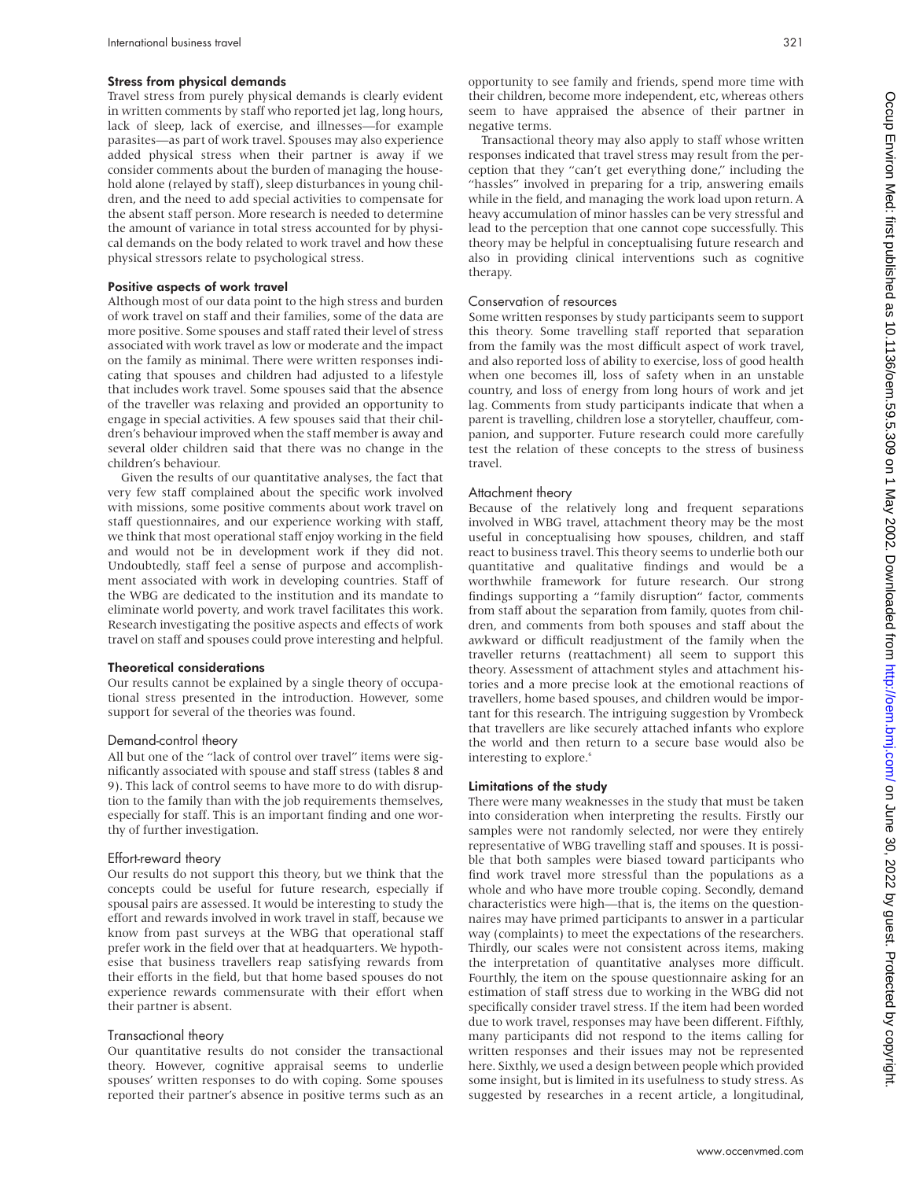### Stress from physical demands

Travel stress from purely physical demands is clearly evident in written comments by staff who reported jet lag, long hours, lack of sleep, lack of exercise, and illnesses—for example parasites—as part of work travel. Spouses may also experience added physical stress when their partner is away if we consider comments about the burden of managing the household alone (relayed by staff), sleep disturbances in young children, and the need to add special activities to compensate for the absent staff person. More research is needed to determine the amount of variance in total stress accounted for by physical demands on the body related to work travel and how these physical stressors relate to psychological stress.

### Positive aspects of work travel

Although most of our data point to the high stress and burden of work travel on staff and their families, some of the data are more positive. Some spouses and staff rated their level of stress associated with work travel as low or moderate and the impact on the family as minimal. There were written responses indicating that spouses and children had adjusted to a lifestyle that includes work travel. Some spouses said that the absence of the traveller was relaxing and provided an opportunity to engage in special activities. A few spouses said that their children's behaviour improved when the staff member is away and several older children said that there was no change in the children's behaviour.

Given the results of our quantitative analyses, the fact that very few staff complained about the specific work involved with missions, some positive comments about work travel on staff questionnaires, and our experience working with staff, we think that most operational staff enjoy working in the field and would not be in development work if they did not. Undoubtedly, staff feel a sense of purpose and accomplishment associated with work in developing countries. Staff of the WBG are dedicated to the institution and its mandate to eliminate world poverty, and work travel facilitates this work. Research investigating the positive aspects and effects of work travel on staff and spouses could prove interesting and helpful.

### Theoretical considerations

Our results cannot be explained by a single theory of occupational stress presented in the introduction. However, some support for several of the theories was found.

#### Demand-control theory

All but one of the "lack of control over travel" items were significantly associated with spouse and staff stress (tables 8 and 9). This lack of control seems to have more to do with disruption to the family than with the job requirements themselves, especially for staff. This is an important finding and one worthy of further investigation.

#### Effort-reward theory

Our results do not support this theory, but we think that the concepts could be useful for future research, especially if spousal pairs are assessed. It would be interesting to study the effort and rewards involved in work travel in staff, because we know from past surveys at the WBG that operational staff prefer work in the field over that at headquarters. We hypothesise that business travellers reap satisfying rewards from their efforts in the field, but that home based spouses do not experience rewards commensurate with their effort when their partner is absent.

#### Transactional theory

Our quantitative results do not consider the transactional theory. However, cognitive appraisal seems to underlie spouses' written responses to do with coping. Some spouses reported their partner's absence in positive terms such as an opportunity to see family and friends, spend more time with their children, become more independent, etc, whereas others seem to have appraised the absence of their partner in negative terms.

Transactional theory may also apply to staff whose written responses indicated that travel stress may result from the perception that they "can't get everything done," including the "hassles" involved in preparing for a trip, answering emails while in the field, and managing the work load upon return. A heavy accumulation of minor hassles can be very stressful and lead to the perception that one cannot cope successfully. This theory may be helpful in conceptualising future research and also in providing clinical interventions such as cognitive therapy.

#### Conservation of resources

Some written responses by study participants seem to support this theory. Some travelling staff reported that separation from the family was the most difficult aspect of work travel, and also reported loss of ability to exercise, loss of good health when one becomes ill, loss of safety when in an unstable country, and loss of energy from long hours of work and jet lag. Comments from study participants indicate that when a parent is travelling, children lose a storyteller, chauffeur, companion, and supporter. Future research could more carefully test the relation of these concepts to the stress of business travel.

#### Attachment theory

Because of the relatively long and frequent separations involved in WBG travel, attachment theory may be the most useful in conceptualising how spouses, children, and staff react to business travel. This theory seems to underlie both our quantitative and qualitative findings and would be a worthwhile framework for future research. Our strong findings supporting a "family disruption" factor, comments from staff about the separation from family, quotes from children, and comments from both spouses and staff about the awkward or difficult readjustment of the family when the traveller returns (reattachment) all seem to support this theory. Assessment of attachment styles and attachment histories and a more precise look at the emotional reactions of travellers, home based spouses, and children would be important for this research. The intriguing suggestion by Vrombeck that travellers are like securely attached infants who explore the world and then return to a secure base would also be interesting to explore.[6]

### Limitations of the study

There were many weaknesses in the study that must be taken into consideration when interpreting the results. Firstly our samples were not randomly selected, nor were they entirely representative of WBG travelling staff and spouses. It is possible that both samples were biased toward participants who find work travel more stressful than the populations as a whole and who have more trouble coping. Secondly, demand characteristics were high—that is, the items on the questionnaires may have primed participants to answer in a particular way (complaints) to meet the expectations of the researchers. Thirdly, our scales were not consistent across items, making the interpretation of quantitative analyses more difficult. Fourthly, the item on the spouse questionnaire asking for an estimation of staff stress due to working in the WBG did not specifically consider travel stress. If the item had been worded due to work travel, responses may have been different. Fifthly, many participants did not respond to the items calling for written responses and their issues may not be represented here. Sixthly, we used a design between people which provided some insight, but is limited in its usefulness to study stress. As suggested by researches in a recent article, a longitudinal,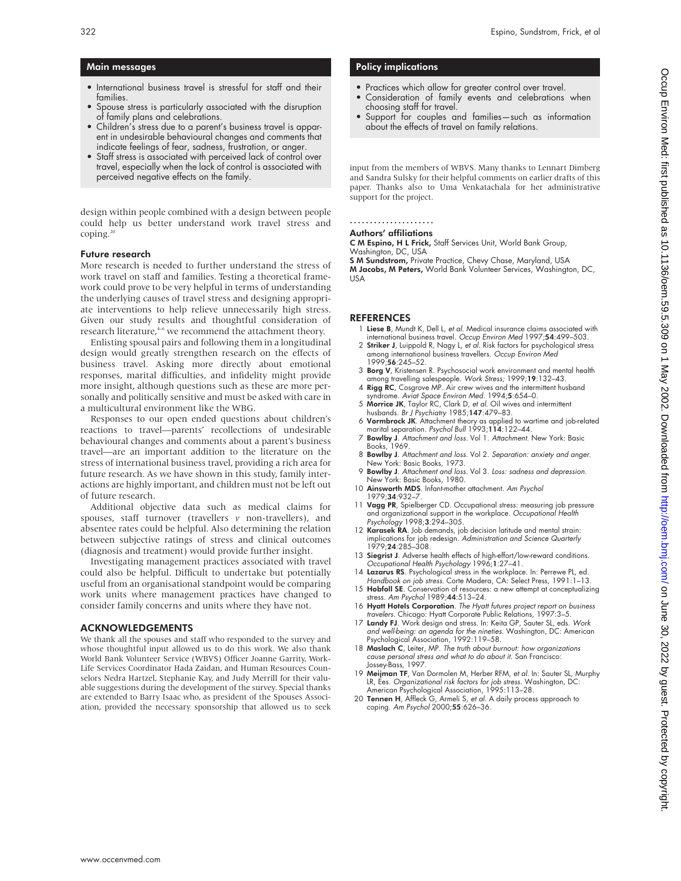## Main messages

- International business travel is stressful for staff and their families.
- Spouse stress is particularly associated with the disruption of family plans and celebrations.
- Children's stress due to a parent's business travel is apparent in undesirable behavioural changes and comments that indicate feelings of fear, sadness, frustration, or anger.
- Staff stress is associated with perceived lack of control over travel, especially when the lack of control is associated with perceived negative effects on the family.

design within people combined with a design between people could help us better understand work travel stress and coping.[20]

### Future research

More research is needed to further understand the stress of work travel on staff and families. Testing a theoretical framework could prove to be very helpful in terms of understanding the underlying causes of travel stress and designing appropriate interventions to help relieve unnecessarily high stress. Given our study results and thoughtful consideration of research literature,[4–6] we recommend the attachment theory.

Enlisting spousal pairs and following them in a longitudinal design would greatly strengthen research on the effects of business travel. Asking more directly about emotional responses, marital difficulties, and infidelity might provide more insight, although questions such as these are more personally and politically sensitive and must be asked with care in a multicultural environment like the WBG.

Responses to our open ended questions about children's reactions to travel—parents' recollections of undesirable behavioural changes and comments about a parent's business travel—are an important addition to the literature on the stress of international business travel, providing a rich area for future research. As we have shown in this study, family interactions are highly important, and children must not be left out of future research.

Additional objective data such as medical claims for spouses, staff turnover (travellers *v* non-travellers), and absentee rates could be helpful. Also determining the relation between subjective ratings of stress and clinical outcomes (diagnosis and treatment) would provide further insight.

Investigating management practices associated with travel could also be helpful. Difficult to undertake but potentially useful from an organisational standpoint would be comparing work units where management practices have changed to consider family concerns and units where they have not.

## ACKNOWLEDGEMENTS

We thank all the spouses and staff who responded to the survey and whose thoughtful input allowed us to do this work. We also thank World Bank Volunteer Service (WBVS) Officer Joanne Garrity, Work-Life Services Coordinator Hada Zaidan, and Human Resources Counselors Nedra Hartzel, Stephanie Kay, and Judy Merrill for their valuable suggestions during the development of the survey. Special thanks are extended to Barry Isaac who, as president of the Spouses Association, provided the necessary sponsorship that allowed us to seek input from the members of WBVS. Many thanks to Lennart Dimberg and Sandra Sulsky for their helpful comments on earlier drafts of this paper. Thanks also to Uma Venkatachala for her administrative support for the project.

## Policy implications

- Practices which allow for greater control over travel.
- Consideration of family events and celebrations when choosing staff for travel.
- Support for couples and families—such as information about the effects of travel on family relations.

### Authors' affiliations

**C M Espino, H L Frick,** Staff Services Unit, World Bank Group, Washington, DC, USA
**S M Sundstrom,** Private Practice, Chevy Chase, Maryland, USA
**M Jacobs, M Peters,** World Bank Volunteer Services, Washington, DC, USA

## REFERENCES

1. **Liese B**, Mundt K, Dell L, *et al*. Medical insurance claims associated with international business travel. *Occup Environ Med* 1997;**54**:499–503.
2. **Striker J**, Luippold R, Nagy L, *et al*. Risk factors for psychological stress among international business travellers. *Occup Environ Med* 1999;**56**:245–52.
3. **Borg V**, Kristensen R. Psychosocial work environment and mental health among travelling salespeople. *Work Stress;* 1999;**19**:132–43.
4. **Rigg RC**, Cosgrove MP. Air crew wives and the intermittent husband syndrome. *Aviat Space Environ Med*. 1994;**5**:654–0.
5. **Morrice JK**, Taylor RC, Clark D, *et al*. Oil wives and intermittent husbands. *Br J Psychiatry* 1985;**147**:479–83.
6. **Vormbrock JK**. Attachment theory as applied to wartime and job-related marital separation. *Psychol Bull* 1993;**114**:122–44.
7. **Bowlby J**. *Attachment and loss*. Vol 1. *Attachment*. New York: Basic Books, 1969.
8. **Bowlby J**. *Attachment and loss*. Vol 2. *Separation: anxiety and anger*. New York: Basic Books, 1973.
9. **Bowlby J**. *Attachment and loss*. Vol 3. *Loss: sadness and depression*. New York: Basic Books, 1980.
10. **Ainsworth MDS**. Infant-mother attachment. *Am Psychol* 1979;**34**:932–7.
11. **Vagg PR**, Spielberger CD. Occupational stress: measuring job pressure and organizational support in the workplace. *Occupational Health Psychology* 1998;**3**:294–305.
12. **Karasek RA**. Job demands, job decision latitude and mental strain: implications for job redesign. *Administration and Science Quarterly* 1979;**24**:285–308.
13. **Siegrist J**. Adverse health effects of high-effort/low-reward conditions. *Occupational Health Psychology* 1996;**1**:27–41.
14. **Lazarus RS**. Psychological stress in the workplace. In: Perrewe PL, ed. *Handbook on job stress*. Corte Madera, CA: Select Press, 1991:1–13.
15. **Hobfoll SE**. Conservation of resources: a new attempt at conceptualizing stress. *Am Psychol* 1989;**44**:513–24.
16. **Hyatt Hotels Corporation**. *The Hyatt futures project report on business travelers*. Chicago: Hyatt Corporate Public Relations, 1997:3–5.
17. **Landy FJ**. Work design and stress. In: Keita GP, Sauter SL, eds. *Work and well-being: an agenda for the nineties*. Washington, DC: American Psychological Association, 1992:119–58.
18. **Maslach C**, Leiter, MP. *The truth about burnout: how organizations cause personal stress and what to do about it*. San Francisco: Jossey-Bass, 1997.
19. **Meijman TF**, Van Dormolen M, Herber RFM, *et al*. In: Sauter SL, Murphy LR, Ees. *Organizational risk factors for job stress*. Washington, DC: American Psychological Association, 1995:113–28.
20. **Tennen H**, Affleck G, Armeli S, *et al*. A daily process approach to coping. *Am Psychol* 2000;**55**:626–36.